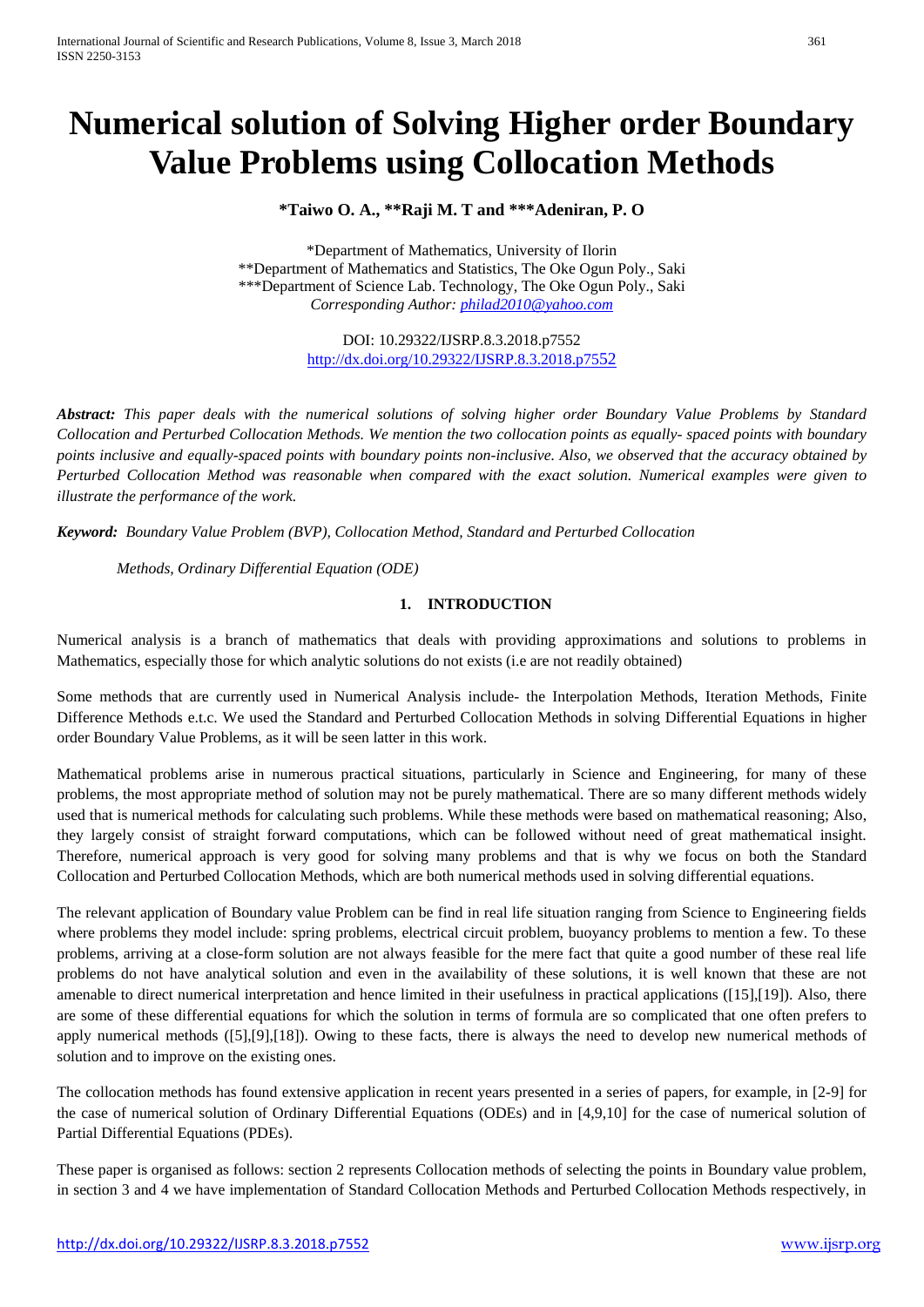# Numerical solution of Solving Higher order Boundary Value Problems using Collocation Methods

**\*Taiwo O. A., \*\*Raji M. T and \*\*\*Adeniran, P. O**

\*Department of Mathematics, University of Ilorin
\*\*Department of Mathematics and Statistics, The Oke Ogun Poly., Saki
\*\*\*Department of Science Lab. Technology, The Oke Ogun Poly., Saki
*Corresponding Author: philad2010@yahoo.com*

DOI: 10.29322/IJSRP.8.3.2018.p7552
http://dx.doi.org/10.29322/IJSRP.8.3.2018.p7552

***Abstract:*** *This paper deals with the numerical solutions of solving higher order Boundary Value Problems by Standard Collocation and Perturbed Collocation Methods. We mention the two collocation points as equally- spaced points with boundary points inclusive and equally-spaced points with boundary points non-inclusive. Also, we observed that the accuracy obtained by Perturbed Collocation Method was reasonable when compared with the exact solution. Numerical examples were given to illustrate the performance of the work.*

***Keyword:*** *Boundary Value Problem (BVP), Collocation Method, Standard and Perturbed Collocation Methods, Ordinary Differential Equation (ODE)*

## 1. INTRODUCTION

Numerical analysis is a branch of mathematics that deals with providing approximations and solutions to problems in Mathematics, especially those for which analytic solutions do not exists (i.e are not readily obtained)

Some methods that are currently used in Numerical Analysis include- the Interpolation Methods, Iteration Methods, Finite Difference Methods e.t.c. We used the Standard and Perturbed Collocation Methods in solving Differential Equations in higher order Boundary Value Problems, as it will be seen latter in this work.

Mathematical problems arise in numerous practical situations, particularly in Science and Engineering, for many of these problems, the most appropriate method of solution may not be purely mathematical. There are so many different methods widely used that is numerical methods for calculating such problems. While these methods were based on mathematical reasoning; Also, they largely consist of straight forward computations, which can be followed without need of great mathematical insight. Therefore, numerical approach is very good for solving many problems and that is why we focus on both the Standard Collocation and Perturbed Collocation Methods, which are both numerical methods used in solving differential equations.

The relevant application of Boundary value Problem can be find in real life situation ranging from Science to Engineering fields where problems they model include: spring problems, electrical circuit problem, buoyancy problems to mention a few. To these problems, arriving at a close-form solution are not always feasible for the mere fact that quite a good number of these real life problems do not have analytical solution and even in the availability of these solutions, it is well known that these are not amenable to direct numerical interpretation and hence limited in their usefulness in practical applications ([15],[19]). Also, there are some of these differential equations for which the solution in terms of formula are so complicated that one often prefers to apply numerical methods ([5],[9],[18]). Owing to these facts, there is always the need to develop new numerical methods of solution and to improve on the existing ones.

The collocation methods has found extensive application in recent years presented in a series of papers, for example, in [2-9] for the case of numerical solution of Ordinary Differential Equations (ODEs) and in [4,9,10] for the case of numerical solution of Partial Differential Equations (PDEs).

These paper is organised as follows: section 2 represents Collocation methods of selecting the points in Boundary value problem, in section 3 and 4 we have implementation of Standard Collocation Methods and Perturbed Collocation Methods respectively, in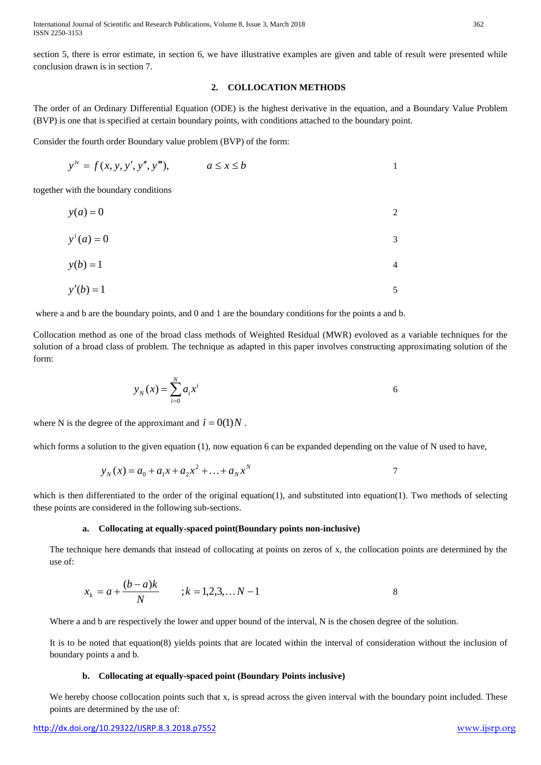section 5, there is error estimate, in section 6, we have illustrative examples are given and table of result were presented while conclusion drawn is in section 7.

## 2. COLLOCATION METHODS

The order of an Ordinary Differential Equation (ODE) is the highest derivative in the equation, and a Boundary Value Problem (BVP) is one that is specified at certain boundary points, with conditions attached to the boundary point.

Consider the fourth order Boundary value problem (BVP) of the form:

$$y^{iv} = f(x, y, y', y'', y'''), \qquad a \le x \le b \tag{1}$$

together with the boundary conditions

$$y(a) = 0 \tag{2}$$

$$y^{i}(a) = 0 \tag{3}$$

$$y(b) = 1 \tag{4}$$

$$y'(b) = 1 \tag{5}$$

where a and b are the boundary points, and 0 and 1 are the boundary conditions for the points a and b.

Collocation method as one of the broad class methods of Weighted Residual (MWR) evoloved as a variable techniques for the solution of a broad class of problem. The technique as adapted in this paper involves constructing approximating solution of the form:

$$y_N(x) = \sum_{i=0}^{N} a_i x^i \tag{6}$$

where N is the degree of the approximant and $i = 0(1)N$.

which forms a solution to the given equation (1), now equation 6 can be expanded depending on the value of N used to have,

$$y_N(x) = a_0 + a_1 x + a_2 x^2 + \ldots + a_N x^N \tag{7}$$

which is then differentiated to the order of the original equation(1), and substituted into equation(1). Two methods of selecting these points are considered in the following sub-sections.

### a. Collocating at equally-spaced point(Boundary points non-inclusive)

The technique here demands that instead of collocating at points on zeros of x, the collocation points are determined by the use of:

$$x_k = a + \frac{(b-a)k}{N} \qquad ; k = 1,2,3,\ldots N-1 \tag{8}$$

Where a and b are respectively the lower and upper bound of the interval, N is the chosen degree of the solution.

It is to be noted that equation(8) yields points that are located within the interval of consideration without the inclusion of boundary points a and b.

### b. Collocating at equally-spaced point (Boundary Points inclusive)

We hereby choose collocation points such that x, is spread across the given interval with the boundary point included. These points are determined by the use of: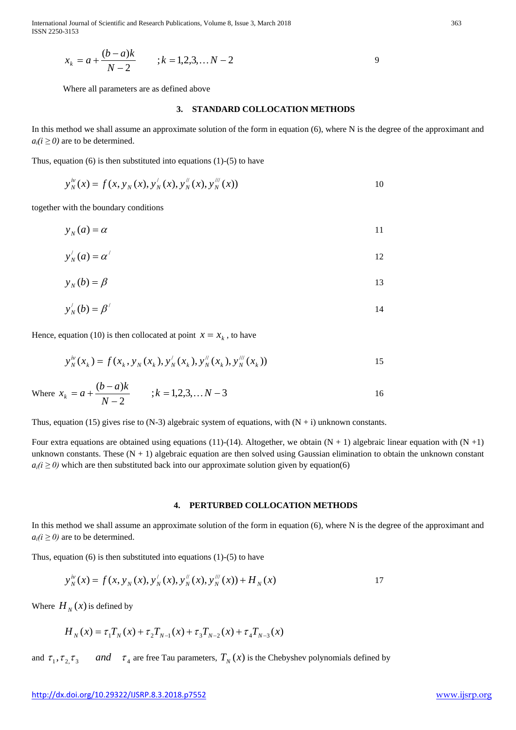$$x_k = a + \frac{(b-a)k}{N-2} \qquad ; k = 1,2,3,\ldots N-2 \tag{9}$$

Where all parameters are as defined above

## 3. STANDARD COLLOCATION METHODS

In this method we shall assume an approximate solution of the form in equation (6), where N is the degree of the approximant and $a_i (i \geq 0)$ are to be determined.

Thus, equation (6) is then substituted into equations (1)-(5) to have

$$y_N^{iv}(x) = f(x, y_N(x), y_N^{/}(x), y_N^{//}(x), y_N^{///}(x)) \tag{10}$$

together with the boundary conditions

$$y_N(a) = \alpha \tag{11}$$

$$y_N^{/}(a) = \alpha^{/} \tag{12}$$

$$y_N(b) = \beta \tag{13}$$

$$y_N^{/}(b) = \beta^{/} \tag{14}$$

Hence, equation (10) is then collocated at point $x = x_k$, to have

$$y_N^{iv}(x_k) = f(x_k, y_N(x_k), y_N^{/}(x_k), y_N^{//}(x_k), y_N^{///}(x_k)) \tag{15}$$

Where $x_k = a + \frac{(b-a)k}{N-2} \qquad ; k = 1,2,3,\ldots N-3$ (16)

Thus, equation (15) gives rise to (N-3) algebraic system of equations, with (N + i) unknown constants.

Four extra equations are obtained using equations (11)-(14). Altogether, we obtain (N + 1) algebraic linear equation with (N +1) unknown constants. These (N + 1) algebraic equation are then solved using Gaussian elimination to obtain the unknown constant $a_i (i \geq 0)$ which are then substituted back into our approximate solution given by equation(6)

## 4. PERTURBED COLLOCATION METHODS

In this method we shall assume an approximate solution of the form in equation (6), where N is the degree of the approximant and $a_i (i \geq 0)$ are to be determined.

Thus, equation (6) is then substituted into equations (1)-(5) to have

$$y_N^{iv}(x) = f(x, y_N(x), y_N^{/}(x), y_N^{//}(x), y_N^{///}(x)) + H_N(x) \tag{17}$$

Where $H_N(x)$ is defined by

$$H_N(x) = \tau_1 T_N(x) + \tau_2 T_{N-1}(x) + \tau_3 T_{N-2}(x) + \tau_4 T_{N-3}(x)$$

and $\tau_1, \tau_2, \tau_3$ *and* $\tau_4$ are free Tau parameters, $T_N(x)$ is the Chebyshev polynomials defined by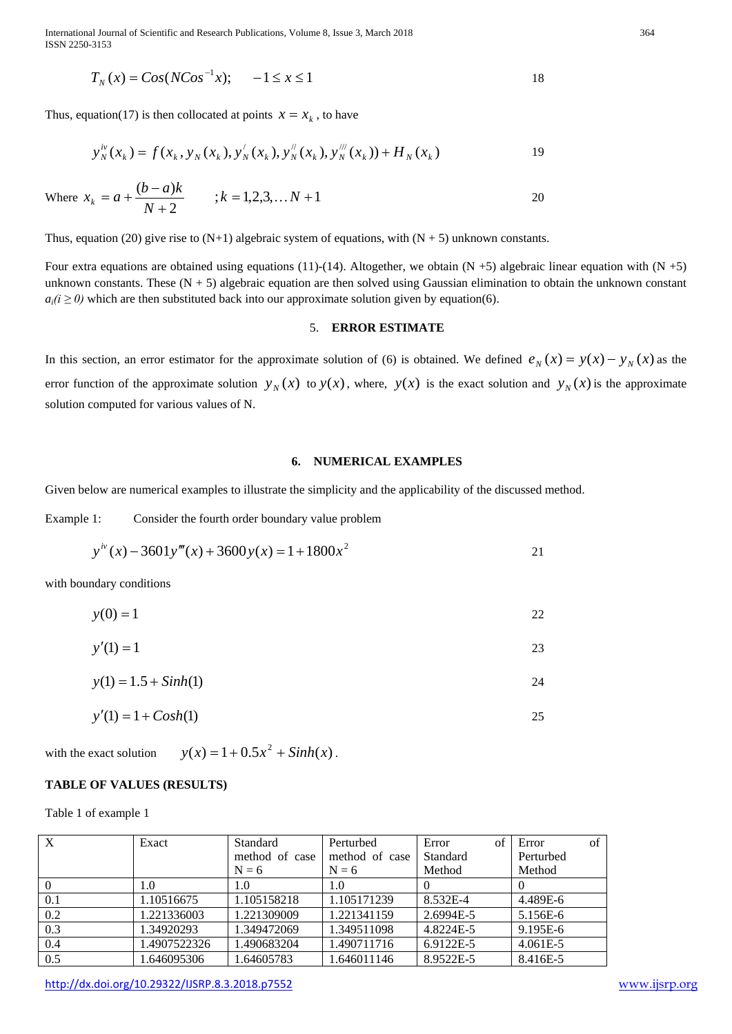$$T_N(x) = Cos(NCos^{-1}x); \quad -1 \le x \le 1 \tag{18}$$

Thus, equation(17) is then collocated at points $x = x_k$, to have

$$y_N^{iv}(x_k) = f(x_k, y_N(x_k), y_N^{/}(x_k), y_N^{//}(x_k), y_N^{///}(x_k)) + H_N(x_k) \tag{19}$$

Where $x_k = a + \frac{(b-a)k}{N+2} \quad ; k = 1,2,3,\ldots N+1$ $\quad$ 20

Thus, equation (20) give rise to (N+1) algebraic system of equations, with (N + 5) unknown constants.

Four extra equations are obtained using equations (11)-(14). Altogether, we obtain (N +5) algebraic linear equation with (N +5) unknown constants. These (N + 5) algebraic equation are then solved using Gaussian elimination to obtain the unknown constant $a_i (i \ge 0)$ which are then substituted back into our approximate solution given by equation(6).

## 5. ERROR ESTIMATE

In this section, an error estimator for the approximate solution of (6) is obtained. We defined $e_N(x) = y(x) - y_N(x)$ as the error function of the approximate solution $y_N(x)$ to $y(x)$, where, $y(x)$ is the exact solution and $y_N(x)$ is the approximate solution computed for various values of N.

## 6. NUMERICAL EXAMPLES

Given below are numerical examples to illustrate the simplicity and the applicability of the discussed method.

Example 1: Consider the fourth order boundary value problem

$$y^{iv}(x) - 3601y'''(x) + 3600y(x) = 1 + 1800x^2 \tag{21}$$

with boundary conditions

$$y(0) = 1 \tag{22}$$

$$y'(1) = 1 \tag{23}$$

$$y(1) = 1.5 + Sinh(1) \tag{24}$$

$$y'(1) = 1 + Cosh(1) \tag{25}$$

with the exact solution $\quad y(x) = 1 + 0.5x^2 + Sinh(x)$.

**TABLE OF VALUES (RESULTS)**

Table 1 of example 1

| X | Exact | Standard method of case N = 6 | Perturbed method of case N = 6 | Error of Standard Method | Error of Perturbed Method |
|---|---|---|---|---|---|
| 0 | 1.0 | 1.0 | 1.0 | 0 | 0 |
| 0.1 | 1.10516675 | 1.105158218 | 1.105171239 | 8.532E-4 | 4.489E-6 |
| 0.2 | 1.221336003 | 1.221309009 | 1.221341159 | 2.6994E-5 | 5.156E-6 |
| 0.3 | 1.34920293 | 1.349472069 | 1.349511098 | 4.8224E-5 | 9.195E-6 |
| 0.4 | 1.4907522326 | 1.490683204 | 1.490711716 | 6.9122E-5 | 4.061E-5 |
| 0.5 | 1.646095306 | 1.64605783 | 1.646011146 | 8.9522E-5 | 8.416E-5 |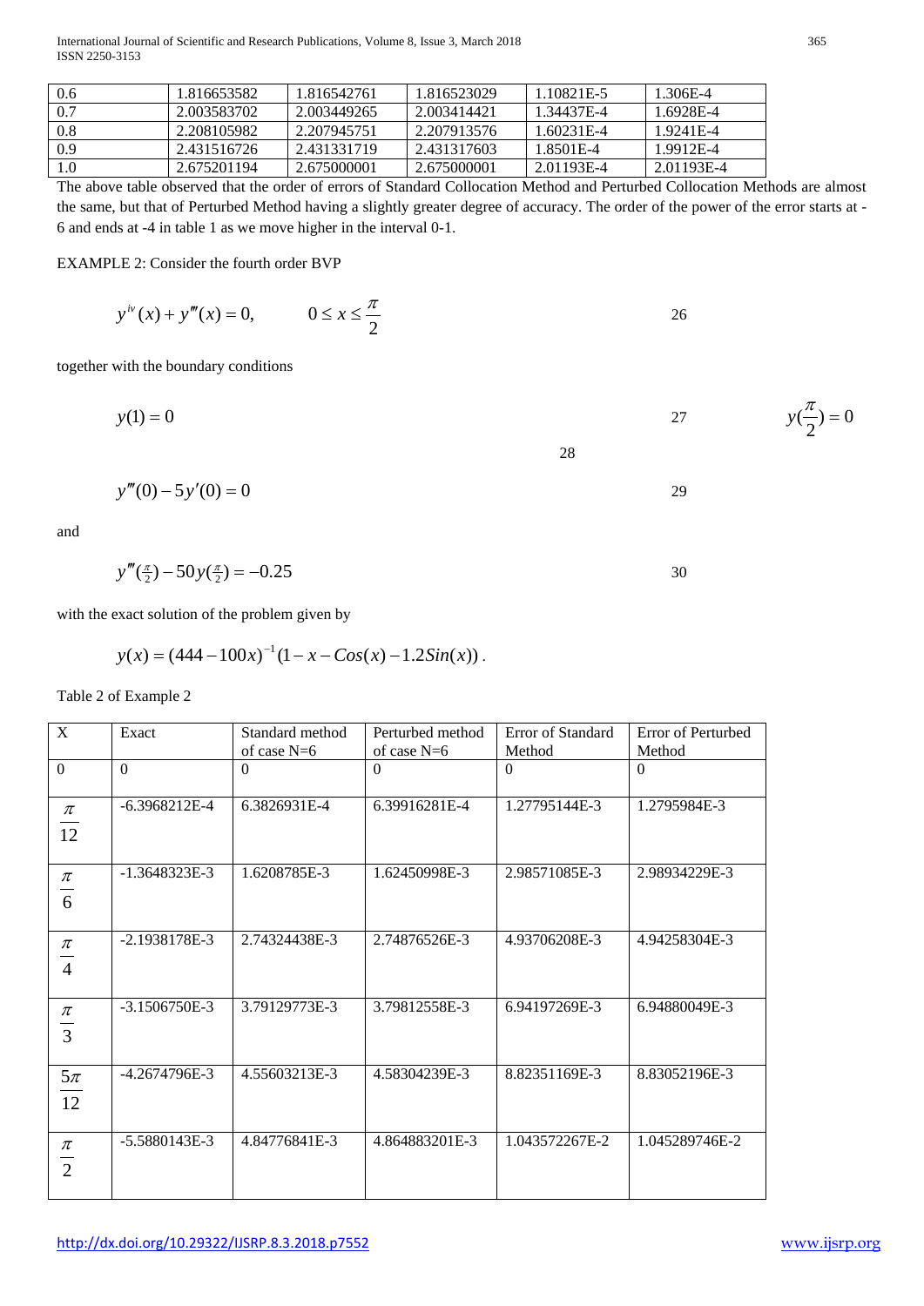| 0.6 | 1.816653582 | 1.816542761 | 1.816523029 | 1.10821E-5 | 1.306E-4 |
|---|---|---|---|---|---|
| 0.7 | 2.003583702 | 2.003449265 | 2.003414421 | 1.34437E-4 | 1.6928E-4 |
| 0.8 | 2.208105982 | 2.207945751 | 2.207913576 | 1.60231E-4 | 1.9241E-4 |
| 0.9 | 2.431516726 | 2.431331719 | 2.431317603 | 1.8501E-4 | 1.9912E-4 |
| 1.0 | 2.675201194 | 2.675000001 | 2.675000001 | 2.01193E-4 | 2.01193E-4 |

The above table observed that the order of errors of Standard Collocation Method and Perturbed Collocation Methods are almost the same, but that of Perturbed Method having a slightly greater degree of accuracy. The order of the power of the error starts at -6 and ends at -4 in table 1 as we move higher in the interval 0-1.

EXAMPLE 2: Consider the fourth order BVP

$$y^{iv}(x) + y'''(x) = 0, \qquad 0 \le x \le \frac{\pi}{2} \tag{26}$$

together with the boundary conditions

$$y(1) = 0 \tag{27}$$

$$y(\frac{\pi}{2}) = 0 \tag{28}$$

$$y'''(0) - 5y'(0) = 0 \tag{29}$$

and

$$y'''(\tfrac{\pi}{2}) - 50y(\tfrac{\pi}{2}) = -0.25 \tag{30}$$

with the exact solution of the problem given by

$$y(x) = (444 - 100x)^{-1}(1 - x - Cos(x) - 1.2Sin(x)).$$

Table 2 of Example 2

| X | Exact | Standard method of case N=6 | Perturbed method of case N=6 | Error of Standard Method | Error of Perturbed Method |
|---|---|---|---|---|---|
| 0 | 0 | 0 | 0 | 0 | 0 |
| $\frac{\pi}{12}$ | -6.3968212E-4 | 6.3826931E-4 | 6.39916281E-4 | 1.27795144E-3 | 1.2795984E-3 |
| $\frac{\pi}{6}$ | -1.3648323E-3 | 1.6208785E-3 | 1.62450998E-3 | 2.98571085E-3 | 2.98934229E-3 |
| $\frac{\pi}{4}$ | -2.1938178E-3 | 2.74324438E-3 | 2.74876526E-3 | 4.93706208E-3 | 4.94258304E-3 |
| $\frac{\pi}{3}$ | -3.1506750E-3 | 3.79129773E-3 | 3.79812558E-3 | 6.94197269E-3 | 6.94880049E-3 |
| $\frac{5\pi}{12}$ | -4.2674796E-3 | 4.55603213E-3 | 4.58304239E-3 | 8.82351169E-3 | 8.83052196E-3 |
| $\frac{\pi}{2}$ | -5.5880143E-3 | 4.84776841E-3 | 4.864883201E-3 | 1.043572267E-2 | 1.045289746E-2 |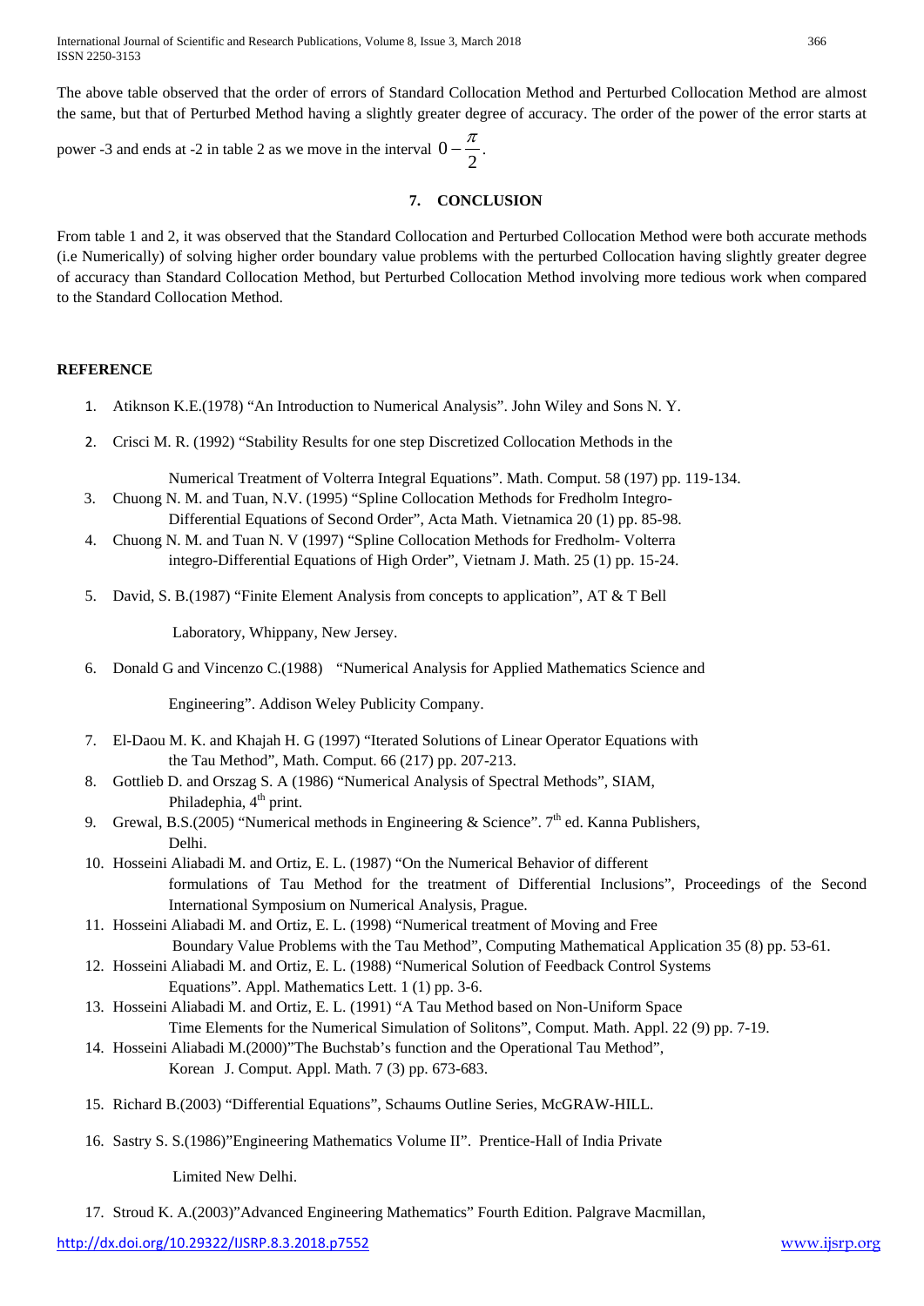The above table observed that the order of errors of Standard Collocation Method and Perturbed Collocation Method are almost the same, but that of Perturbed Method having a slightly greater degree of accuracy. The order of the power of the error starts at power -3 and ends at -2 in table 2 as we move in the interval $0 - \frac{\pi}{2}$.

## 7. CONCLUSION

From table 1 and 2, it was observed that the Standard Collocation and Perturbed Collocation Method were both accurate methods (i.e Numerically) of solving higher order boundary value problems with the perturbed Collocation having slightly greater degree of accuracy than Standard Collocation Method, but Perturbed Collocation Method involving more tedious work when compared to the Standard Collocation Method.

## REFERENCE

1. Atiknson K.E.(1978) "An Introduction to Numerical Analysis". John Wiley and Sons N. Y.
2. Crisci M. R. (1992) "Stability Results for one step Discretized Collocation Methods in the Numerical Treatment of Volterra Integral Equations". Math. Comput. 58 (197) pp. 119-134.
3. Chuong N. M. and Tuan, N.V. (1995) "Spline Collocation Methods for Fredholm Integro-Differential Equations of Second Order", Acta Math. Vietnamica 20 (1) pp. 85-98.
4. Chuong N. M. and Tuan N. V (1997) "Spline Collocation Methods for Fredholm- Volterra integro-Differential Equations of High Order", Vietnam J. Math. 25 (1) pp. 15-24.
5. David, S. B.(1987) "Finite Element Analysis from concepts to application", AT & T Bell Laboratory, Whippany, New Jersey.
6. Donald G and Vincenzo C.(1988) "Numerical Analysis for Applied Mathematics Science and Engineering". Addison Weley Publicity Company.
7. El-Daou M. K. and Khajah H. G (1997) "Iterated Solutions of Linear Operator Equations with the Tau Method", Math. Comput. 66 (217) pp. 207-213.
8. Gottlieb D. and Orszag S. A (1986) "Numerical Analysis of Spectral Methods", SIAM, Philadephia, 4th print.
9. Grewal, B.S.(2005) "Numerical methods in Engineering & Science". 7th ed. Kanna Publishers, Delhi.
10. Hosseini Aliabadi M. and Ortiz, E. L. (1987) "On the Numerical Behavior of different formulations of Tau Method for the treatment of Differential Inclusions", Proceedings of the Second International Symposium on Numerical Analysis, Prague.
11. Hosseini Aliabadi M. and Ortiz, E. L. (1998) "Numerical treatment of Moving and Free Boundary Value Problems with the Tau Method", Computing Mathematical Application 35 (8) pp. 53-61.
12. Hosseini Aliabadi M. and Ortiz, E. L. (1988) "Numerical Solution of Feedback Control Systems Equations". Appl. Mathematics Lett. 1 (1) pp. 3-6.
13. Hosseini Aliabadi M. and Ortiz, E. L. (1991) "A Tau Method based on Non-Uniform Space Time Elements for the Numerical Simulation of Solitons", Comput. Math. Appl. 22 (9) pp. 7-19.
14. Hosseini Aliabadi M.(2000)"The Buchstab's function and the Operational Tau Method", Korean J. Comput. Appl. Math. 7 (3) pp. 673-683.
15. Richard B.(2003) "Differential Equations", Schaums Outline Series, McGRAW-HILL.
16. Sastry S. S.(1986)"Engineering Mathematics Volume II". Prentice-Hall of India Private Limited New Delhi.
17. Stroud K. A.(2003)"Advanced Engineering Mathematics" Fourth Edition. Palgrave Macmillan,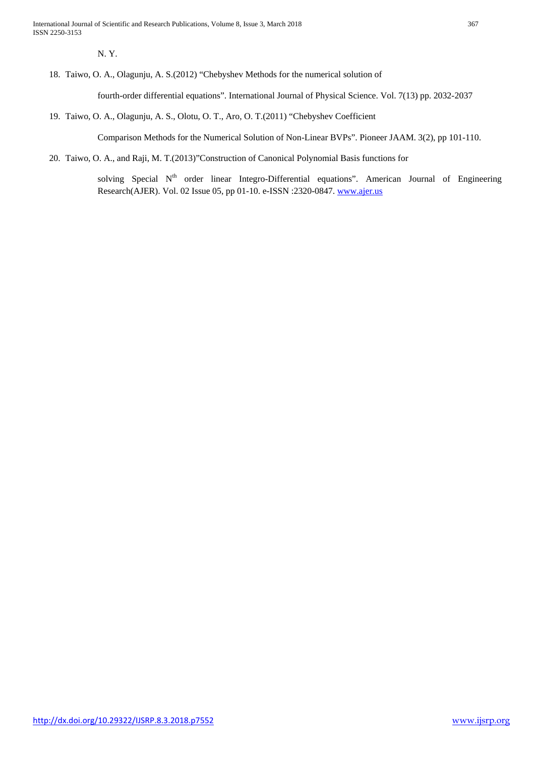N. Y.

18. Taiwo, O. A., Olagunju, A. S.(2012) “Chebyshev Methods for the numerical solution of fourth-order differential equations”. International Journal of Physical Science. Vol. 7(13) pp. 2032-2037
19. Taiwo, O. A., Olagunju, A. S., Olotu, O. T., Aro, O. T.(2011) “Chebyshev Coefficient Comparison Methods for the Numerical Solution of Non-Linear BVPs”. Pioneer JAAM. 3(2), pp 101-110.
20. Taiwo, O. A., and Raji, M. T.(2013)”Construction of Canonical Polynomial Basis functions for solving Special $N^{th}$ order linear Integro-Differential equations”. American Journal of Engineering Research(AJER). Vol. 02 Issue 05, pp 01-10. e-ISSN :2320-0847. www.ajer.us